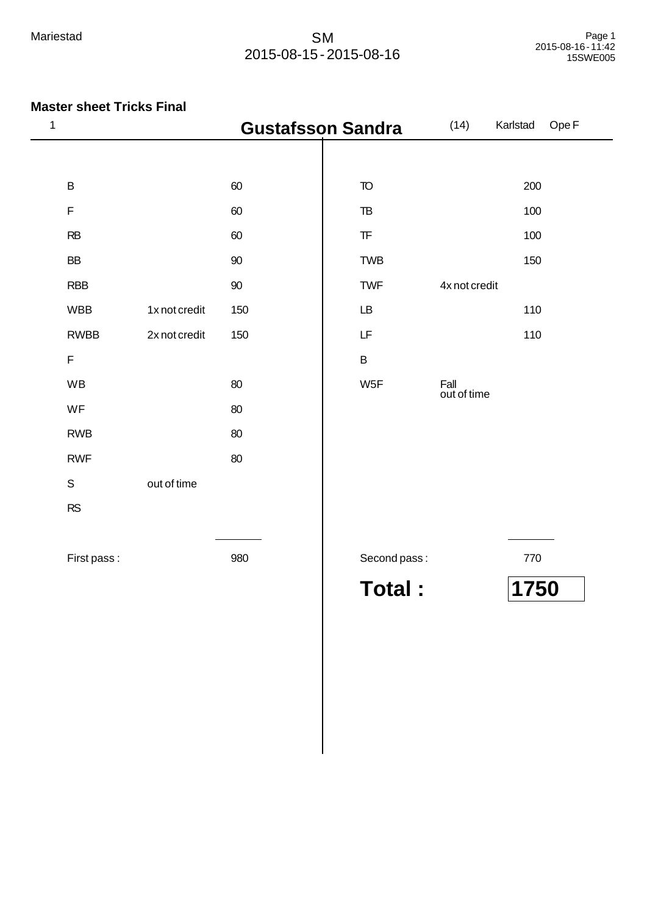Mariestad

SM
2015-08-15 - 2015-08-16

## Master sheet Tricks Final

1 **Gustafsson Sandra** (14) Karlstad Ope F

| | | | | | |
|---|---|---|---|---|---|
| B | | 60 | TO | | 200 |
| F | | 60 | TB | | 100 |
| RB | | 60 | TF | | 100 |
| BB | | 90 | TWB | | 150 |
| RBB | | 90 | TWF | 4x not credit | |
| WBB | 1x not credit | 150 | LB | | 110 |
| RWBB | 2x not credit | 150 | LF | | 110 |
| F | | | B | | |
| WB | | 80 | W5F | Fall out of time | |
| WF | | 80 | | | |
| RWB | | 80 | | | |
| RWF | | 80 | | | |
| S | out of time | | | | |
| RS | | | | | |
| First pass : | | 980 | Second pass : | | 770 |

**Total : 1750**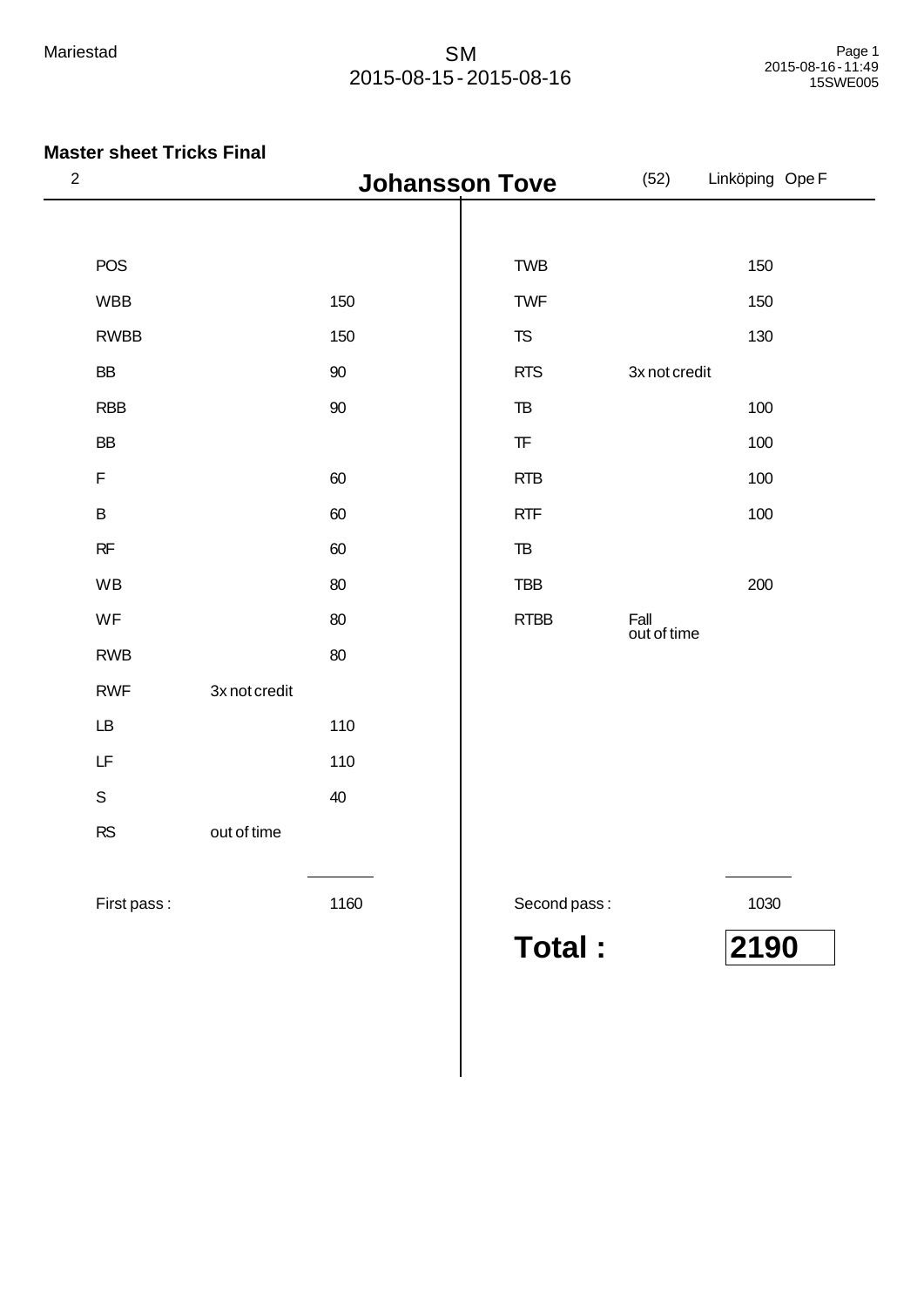Mariestad

SM
2015-08-15 - 2015-08-16

Page 1
2015-08-16 - 11:49
15SWE005

**Master sheet Tricks Final**

2 **Johansson Tove** (52) Linköping Ope F

| Trick | Note | Points |
|---|---|---|
| POS | | |
| WBB | | 150 |
| RWBB | | 150 |
| BB | | 90 |
| RBB | | 90 |
| BB | | |
| F | | 60 |
| B | | 60 |
| RF | | 60 |
| WB | | 80 |
| WF | | 80 |
| RWB | | 80 |
| RWF | 3x not credit | |
| LB | | 110 |
| LF | | 110 |
| S | | 40 |
| RS | out of time | |
| First pass : | | 1160 |

| Trick | Note | Points |
|---|---|---|
| TWB | | 150 |
| TWF | | 150 |
| TS | | 130 |
| RTS | 3x not credit | |
| TB | | 100 |
| TF | | 100 |
| RTB | | 100 |
| RTF | | 100 |
| TB | | |
| TBB | | 200 |
| RTBB | Fall out of time | |
| Second pass : | | 1030 |

**Total : 2190**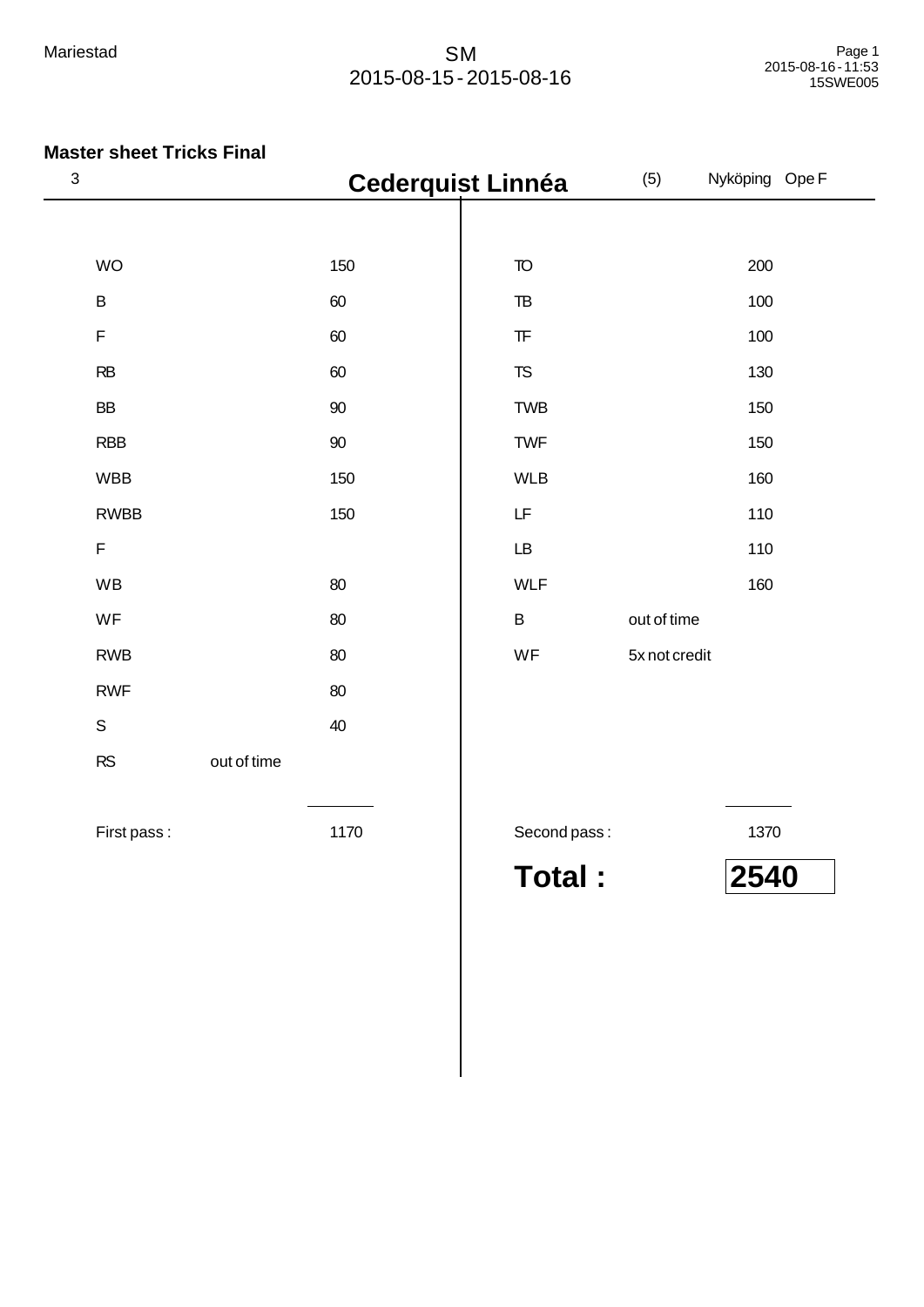Mariestad

SM
2015-08-15 - 2015-08-16

Page 1
2015-08-16 - 11:53
15SWE005

**Master sheet Tricks Final**

3 **Cederquist Linnéa** (5) Nyköping Ope F

| First pass | | | Second pass | | |
|---|---|---|---|---|---|
| WO | | 150 | TO | | 200 |
| B | | 60 | TB | | 100 |
| F | | 60 | TF | | 100 |
| RB | | 60 | TS | | 130 |
| BB | | 90 | TWB | | 150 |
| RBB | | 90 | TWF | | 150 |
| WBB | | 150 | WLB | | 160 |
| RWBB | | 150 | LF | | 110 |
| F | | | LB | | 110 |
| WB | | 80 | WLF | | 160 |
| WF | | 80 | B | out of time | |
| RWB | | 80 | WF | 5x not credit | |
| RWF | | 80 | | | |
| S | | 40 | | | |
| RS | out of time | | | | |
| First pass : | | 1170 | Second pass : | | 1370 |

**Total : 2540**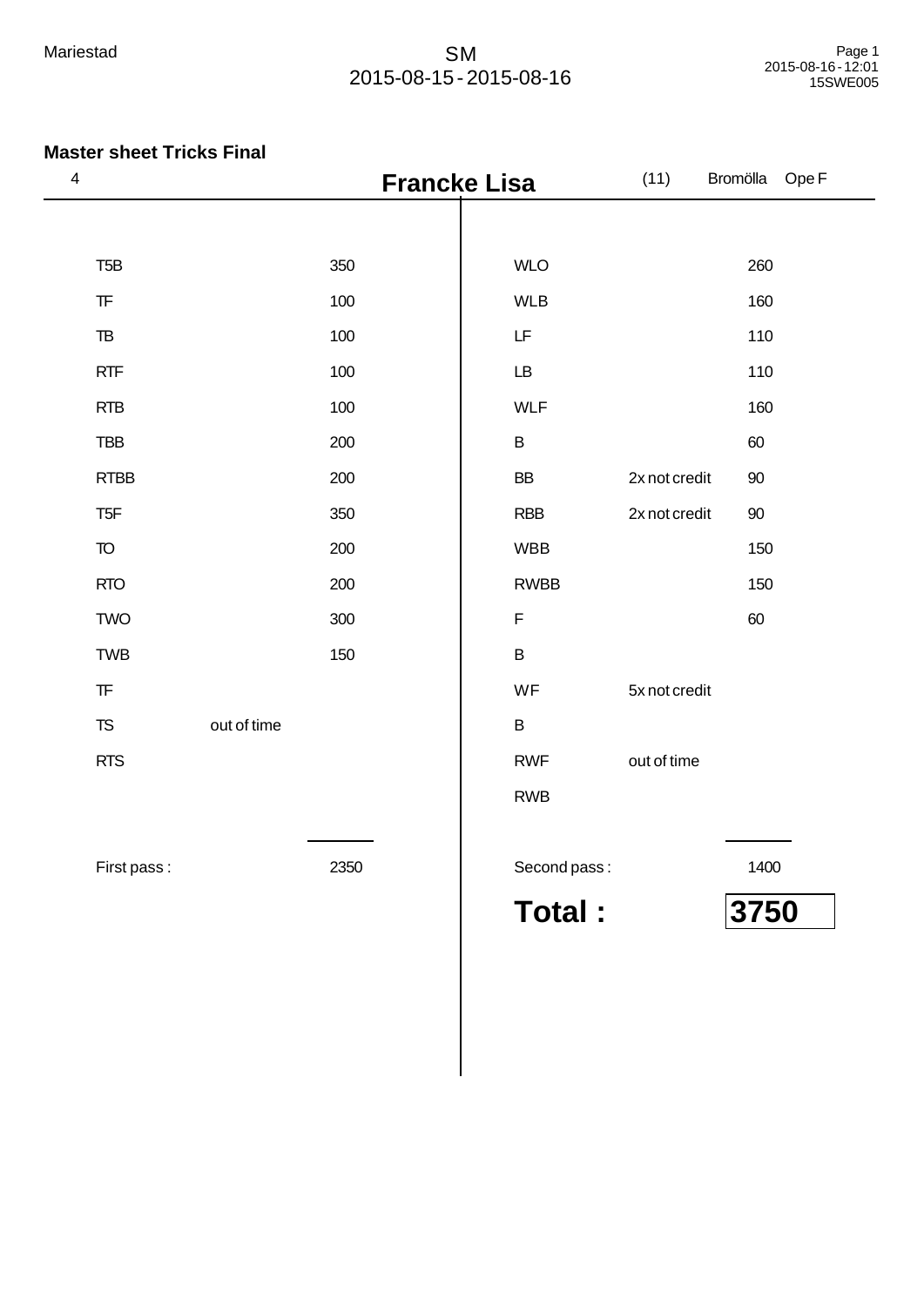Mariestad

SM
2015-08-15 - 2015-08-16

### Master sheet Tricks Final

4 **Francke Lisa** (11) Bromölla Ope F

| Trick | Note | Points | Trick | Note | Points |
|---|---|---|---|---|---|
| T5B | | 350 | WLO | | 260 |
| TF | | 100 | WLB | | 160 |
| TB | | 100 | LF | | 110 |
| RTF | | 100 | LB | | 110 |
| RTB | | 100 | WLF | | 160 |
| TBB | | 200 | B | | 60 |
| RTBB | | 200 | BB | 2x not credit | 90 |
| T5F | | 350 | RBB | 2x not credit | 90 |
| TO | | 200 | WBB | | 150 |
| RTO | | 200 | RWBB | | 150 |
| TWO | | 300 | F | | 60 |
| TWB | | 150 | B | | |
| TF | | | WF | 5x not credit | |
| TS | out of time | | B | | |
| RTS | | | RWF | out of time | |
| | | | RWB | | |
| First pass : | | 2350 | Second pass : | | 1400 |

**Total : 3750**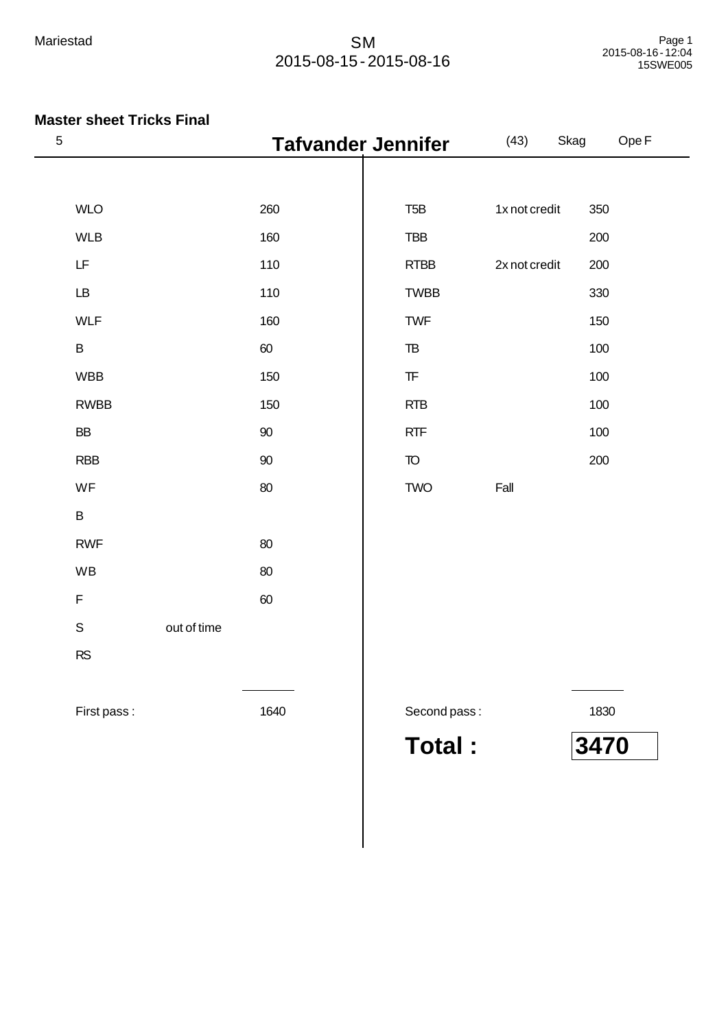## Master sheet Tricks Final

5 **Tafvander Jennifer** (43) Skag Ope F

| | | | | | |
|---|---|---|---|---|---|
| WLO | | 260 | T5B | 1x not credit | 350 |
| WLB | | 160 | TBB | | 200 |
| LF | | 110 | RTBB | 2x not credit | 200 |
| LB | | 110 | TWBB | | 330 |
| WLF | | 160 | TWF | | 150 |
| B | | 60 | TB | | 100 |
| WBB | | 150 | TF | | 100 |
| RWBB | | 150 | RTB | | 100 |
| BB | | 90 | RTF | | 100 |
| RBB | | 90 | TO | | 200 |
| WF | | 80 | TWO | Fall | |
| B | | | | | |
| RWF | | 80 | | | |
| WB | | 80 | | | |
| F | | 60 | | | |
| S | out of time | | | | |
| RS | | | | | |
| First pass : | | 1640 | Second pass : | | 1830 |

**Total : 3470**